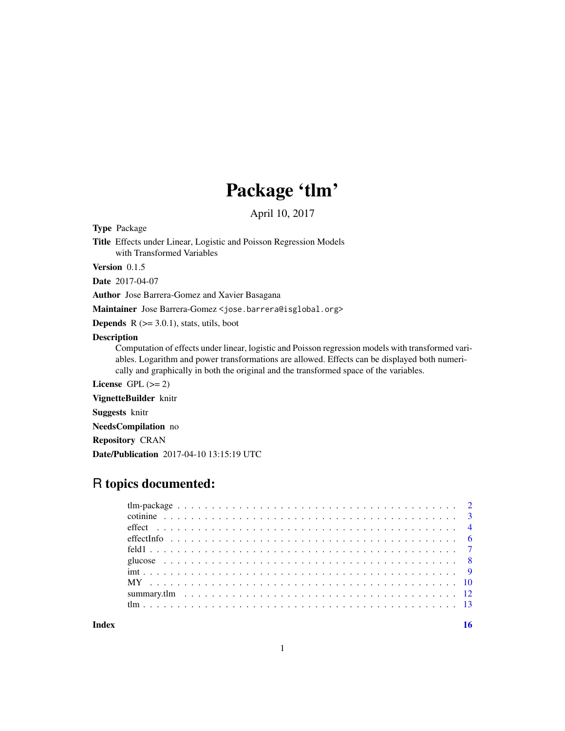# Package 'tlm'

April 10, 2017

**Type** Package

**Title** Effects under Linear, Logistic and Poisson Regression Models with Transformed Variables

**Version** 0.1.5

**Date** 2017-04-07

**Author** Jose Barrera-Gomez and Xavier Basagana

**Maintainer** Jose Barrera-Gomez <jose.barrera@isglobal.org>

**Depends** R (>= 3.0.1), stats, utils, boot

**Description** Computation of effects under linear, logistic and Poisson regression models with transformed variables. Logarithm and power transformations are allowed. Effects can be displayed both numerically and graphically in both the original and the transformed space of the variables.

**License** GPL (>= 2)

**VignetteBuilder** knitr

**Suggests** knitr

**NeedsCompilation** no

**Repository** CRAN

**Date/Publication** 2017-04-10 13:15:19 UTC

## R topics documented:

- tlm-package . . . . . 2
- cotinine . . . . . 3
- effect . . . . . 4
- effectInfo . . . . . 6
- feld1 . . . . . 7
- glucose . . . . . 8
- imt . . . . . 9
- MY . . . . . 10
- summary.tlm . . . . . 12
- tlm . . . . . 13

**Index** **16**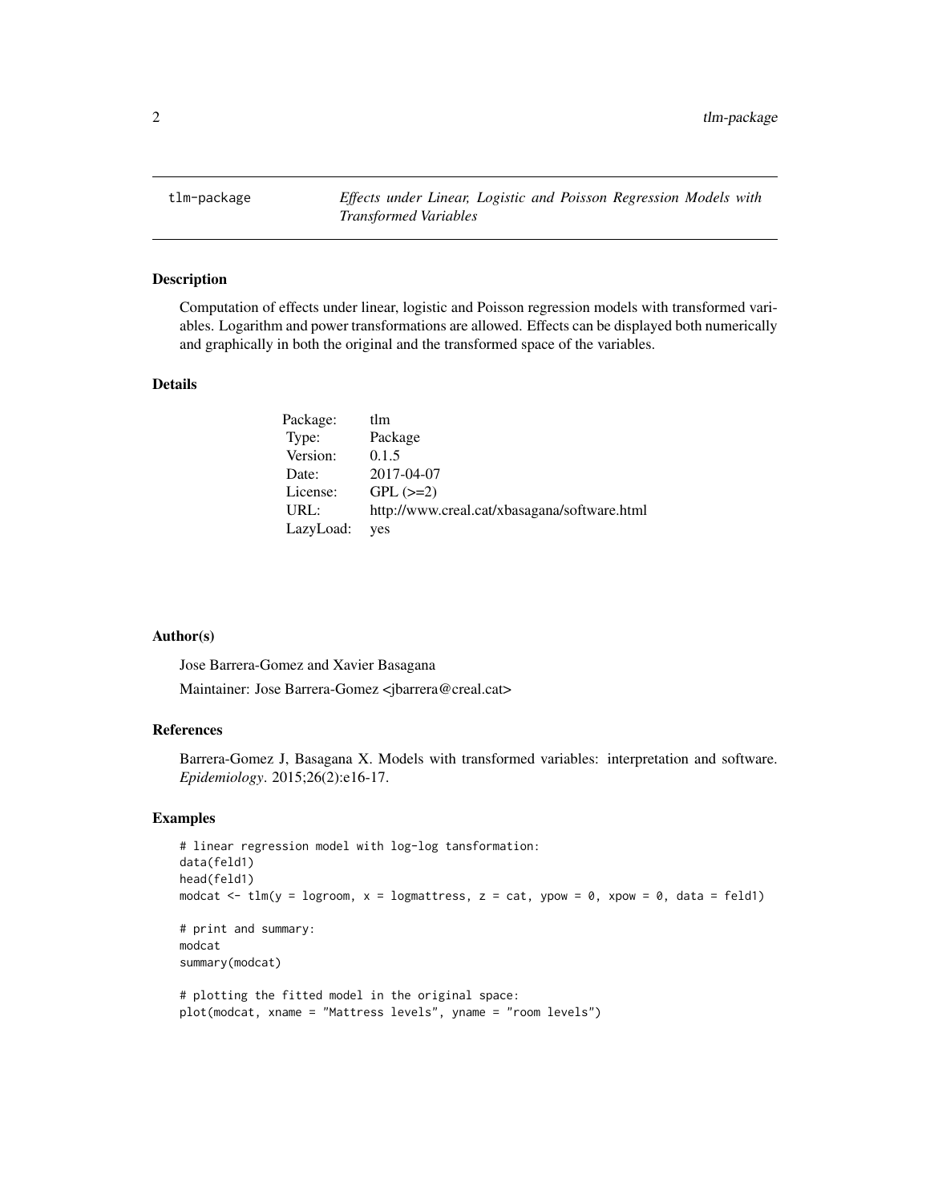# tlm-package — *Effects under Linear, Logistic and Poisson Regression Models with Transformed Variables*

## Description

Computation of effects under linear, logistic and Poisson regression models with transformed variables. Logarithm and power transformations are allowed. Effects can be displayed both numerically and graphically in both the original and the transformed space of the variables.

## Details

| | |
|---|---|
| Package: | tlm |
| Type: | Package |
| Version: | 0.1.5 |
| Date: | 2017-04-07 |
| License: | GPL (>=2) |
| URL: | http://www.creal.cat/xbasagana/software.html |
| LazyLoad: | yes |

## Author(s)

Jose Barrera-Gomez and Xavier Basagana

Maintainer: Jose Barrera-Gomez <jbarrera@creal.cat>

## References

Barrera-Gomez J, Basagana X. Models with transformed variables: interpretation and software. *Epidemiology*. 2015;26(2):e16-17.

## Examples

```
# linear regression model with log-log tansformation:
data(feld1)
head(feld1)
modcat <- tlm(y = logroom, x = logmattress, z = cat, ypow = 0, xpow = 0, data = feld1)

# print and summary:
modcat
summary(modcat)

# plotting the fitted model in the original space:
plot(modcat, xname = "Mattress levels", yname = "room levels")
```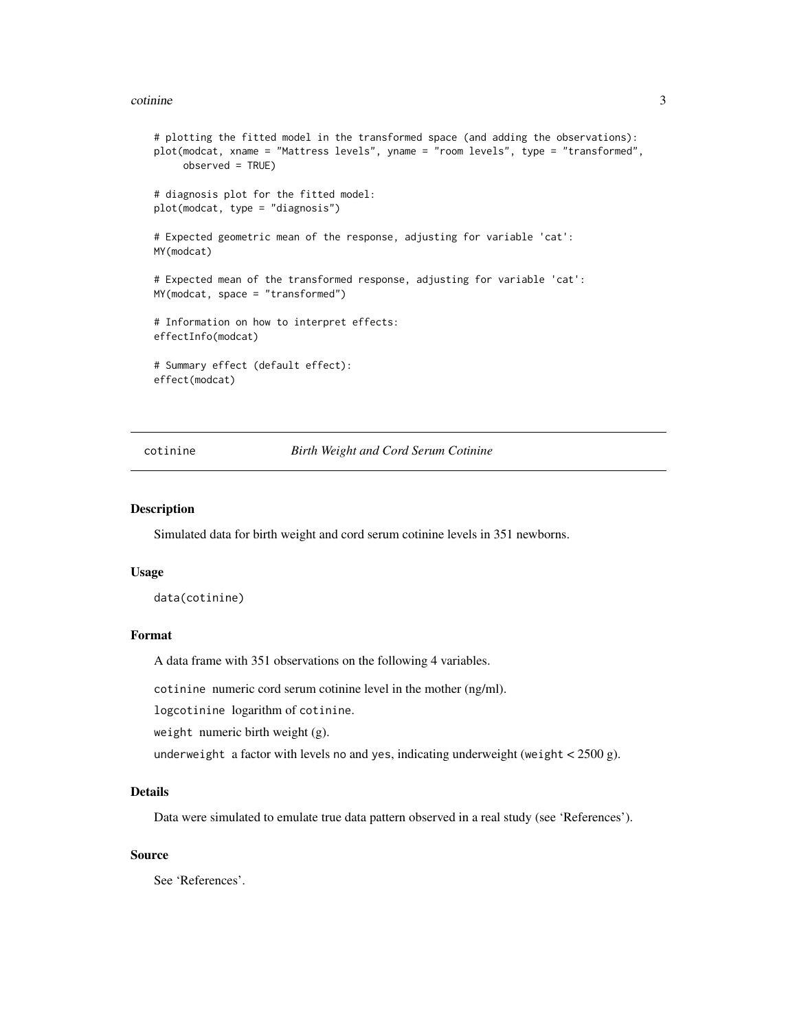```
# plotting the fitted model in the transformed space (and adding the observations):
plot(modcat, xname = "Mattress levels", yname = "room levels", type = "transformed",
     observed = TRUE)

# diagnosis plot for the fitted model:
plot(modcat, type = "diagnosis")

# Expected geometric mean of the response, adjusting for variable 'cat':
MY(modcat)

# Expected mean of the transformed response, adjusting for variable 'cat':
MY(modcat, space = "transformed")

# Information on how to interpret effects:
effectInfo(modcat)

# Summary effect (default effect):
effect(modcat)
```

## cotinine — *Birth Weight and Cord Serum Cotinine*

### Description

Simulated data for birth weight and cord serum cotinine levels in 351 newborns.

### Usage

```
data(cotinine)
```

### Format

A data frame with 351 observations on the following 4 variables.

`cotinine` numeric cord serum cotinine level in the mother (ng/ml).

`logcotinine` logarithm of `cotinine`.

`weight` numeric birth weight (g).

`underweight` a factor with levels `no` and `yes`, indicating underweight (`weight` < 2500 g).

### Details

Data were simulated to emulate true data pattern observed in a real study (see 'References').

### Source

See 'References'.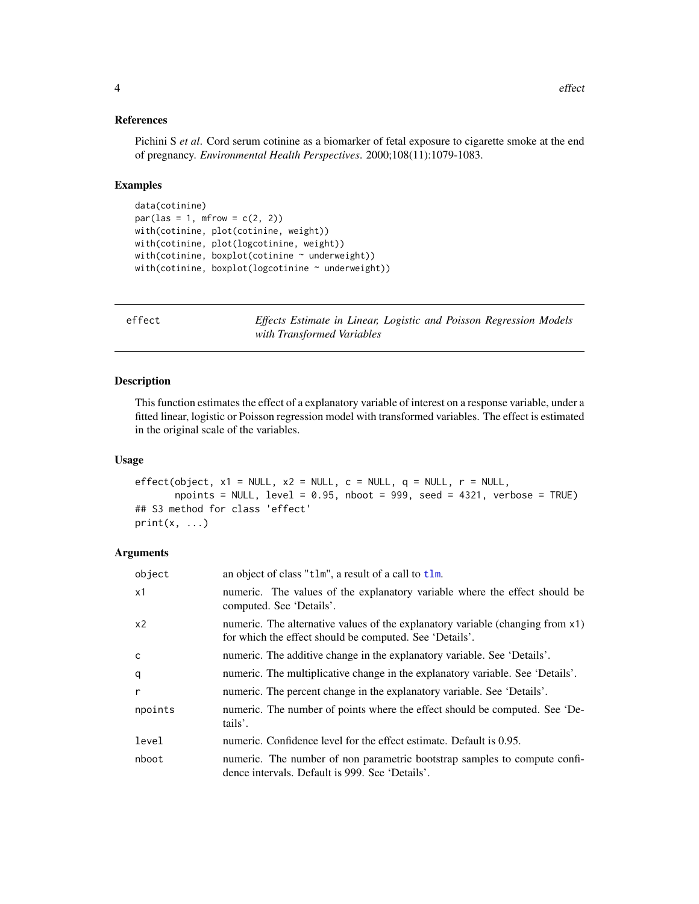### References

Pichini S *et al*. Cord serum cotinine as a biomarker of fetal exposure to cigarette smoke at the end of pregnancy. *Environmental Health Perspectives*. 2000;108(11):1079-1083.

### Examples

```
data(cotinine)
par(las = 1, mfrow = c(2, 2))
with(cotinine, plot(cotinine, weight))
with(cotinine, plot(logcotinine, weight))
with(cotinine, boxplot(cotinine ~ underweight))
with(cotinine, boxplot(logcotinine ~ underweight))
```

---

## effect — *Effects Estimate in Linear, Logistic and Poisson Regression Models with Transformed Variables*

---

### Description

This function estimates the effect of a explanatory variable of interest on a response variable, under a fitted linear, logistic or Poisson regression model with transformed variables. The effect is estimated in the original scale of the variables.

### Usage

```
effect(object, x1 = NULL, x2 = NULL, c = NULL, q = NULL, r = NULL,
       npoints = NULL, level = 0.95, nboot = 999, seed = 4321, verbose = TRUE)
## S3 method for class 'effect'
print(x, ...)
```

### Arguments

| | |
|---|---|
| object | an object of class "tlm", a result of a call to tlm. |
| x1 | numeric. The values of the explanatory variable where the effect should be computed. See 'Details'. |
| x2 | numeric. The alternative values of the explanatory variable (changing from x1) for which the effect should be computed. See 'Details'. |
| c | numeric. The additive change in the explanatory variable. See 'Details'. |
| q | numeric. The multiplicative change in the explanatory variable. See 'Details'. |
| r | numeric. The percent change in the explanatory variable. See 'Details'. |
| npoints | numeric. The number of points where the effect should be computed. See 'Details'. |
| level | numeric. Confidence level for the effect estimate. Default is 0.95. |
| nboot | numeric. The number of non parametric bootstrap samples to compute confidence intervals. Default is 999. See 'Details'. |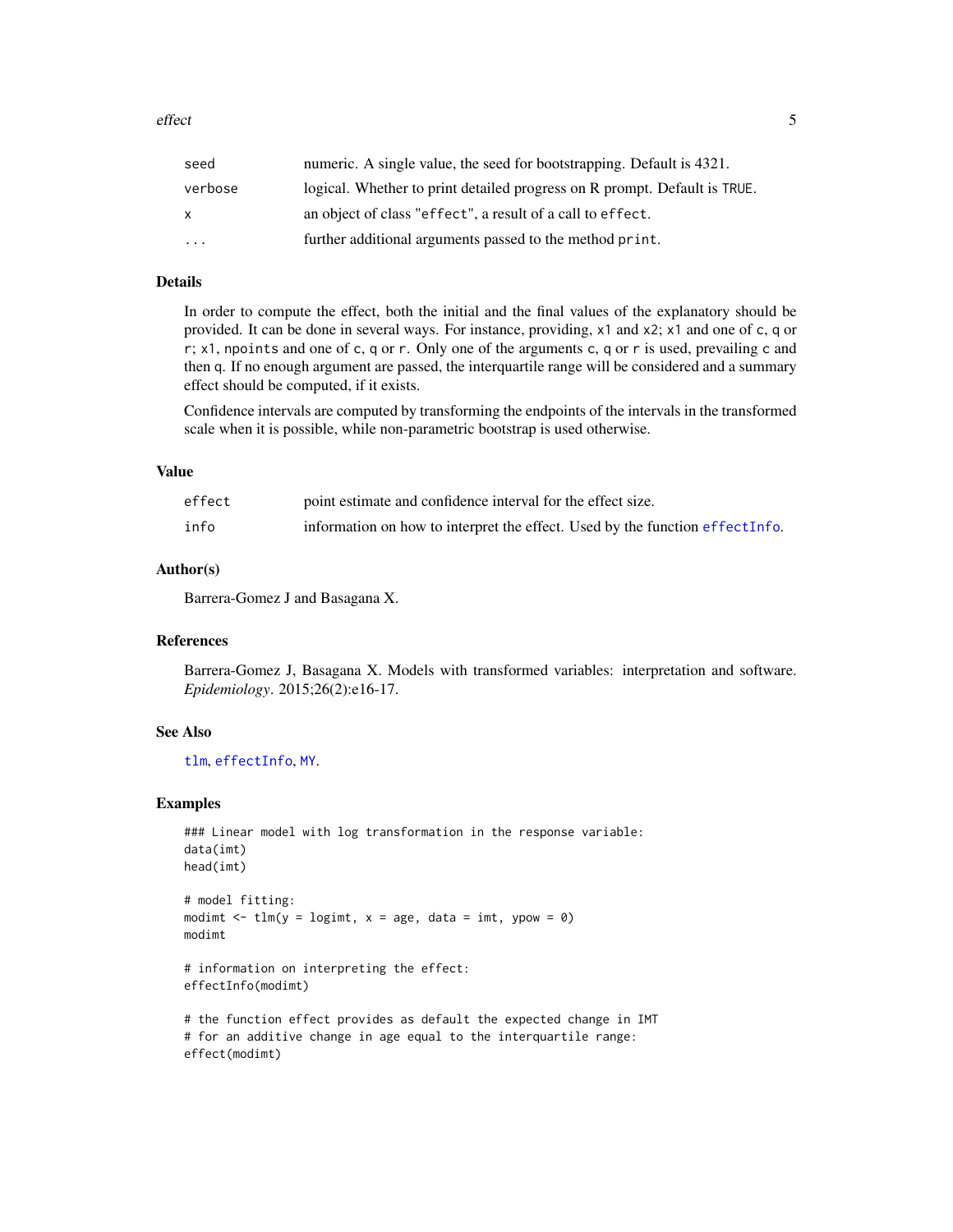| | |
|---|---|
| seed | numeric. A single value, the seed for bootstrapping. Default is 4321. |
| verbose | logical. Whether to print detailed progress on R prompt. Default is TRUE. |
| x | an object of class "effect", a result of a call to effect. |
| ... | further additional arguments passed to the method print. |

## Details

In order to compute the effect, both the initial and the final values of the explanatory should be provided. It can be done in several ways. For instance, providing, x1 and x2; x1 and one of c, q or r; x1, npoints and one of c, q or r. Only one of the arguments c, q or r is used, prevailing c and then q. If no enough argument are passed, the interquartile range will be considered and a summary effect should be computed, if it exists.

Confidence intervals are computed by transforming the endpoints of the intervals in the transformed scale when it is possible, while non-parametric bootstrap is used otherwise.

## Value

| | |
|---|---|
| effect | point estimate and confidence interval for the effect size. |
| info | information on how to interpret the effect. Used by the function effectInfo. |

## Author(s)

Barrera-Gomez J and Basagana X.

## References

Barrera-Gomez J, Basagana X. Models with transformed variables: interpretation and software. *Epidemiology*. 2015;26(2):e16-17.

## See Also

tlm, effectInfo, MY.

## Examples

```
### Linear model with log transformation in the response variable:
data(imt)
head(imt)

# model fitting:
modimt <- tlm(y = logimt, x = age, data = imt, ypow = 0)
modimt

# information on interpreting the effect:
effectInfo(modimt)

# the function effect provides as default the expected change in IMT
# for an additive change in age equal to the interquartile range:
effect(modimt)
```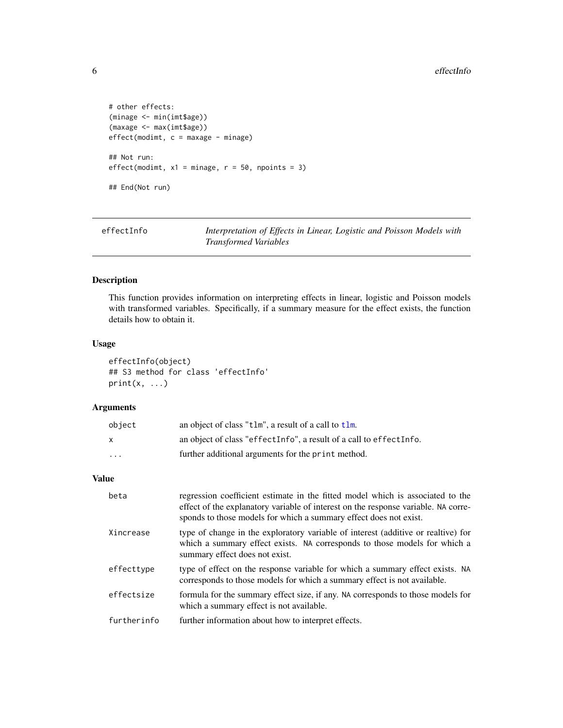```
# other effects:
(minage <- min(imt$age))
(maxage <- max(imt$age))
effect(modimt, c = maxage - minage)

## Not run:
effect(modimt, x1 = minage, r = 50, npoints = 3)

## End(Not run)
```

---

## effectInfo — *Interpretation of Effects in Linear, Logistic and Poisson Models with Transformed Variables*

---

### Description

This function provides information on interpreting effects in linear, logistic and Poisson models with transformed variables. Specifically, if a summary measure for the effect exists, the function details how to obtain it.

### Usage

```
effectInfo(object)
## S3 method for class 'effectInfo'
print(x, ...)
```

### Arguments

| | |
|---|---|
| `object` | an object of class "`tlm`", a result of a call to `tlm`. |
| `x` | an object of class "`effectInfo`", a result of a call to `effectInfo`. |
| `...` | further additional arguments for the `print` method. |

### Value

| | |
|---|---|
| `beta` | regression coefficient estimate in the fitted model which is associated to the effect of the explanatory variable of interest on the response variable. `NA` corresponds to those models for which a summary effect does not exist. |
| `Xincrease` | type of change in the exploratory variable of interest (additive or realtive) for which a summary effect exists. `NA` corresponds to those models for which a summary effect does not exist. |
| `effecttype` | type of effect on the response variable for which a summary effect exists. `NA` corresponds to those models for which a summary effect is not available. |
| `effectsize` | formula for the summary effect size, if any. `NA` corresponds to those models for which a summary effect is not available. |
| `furtherinfo` | further information about how to interpret effects. |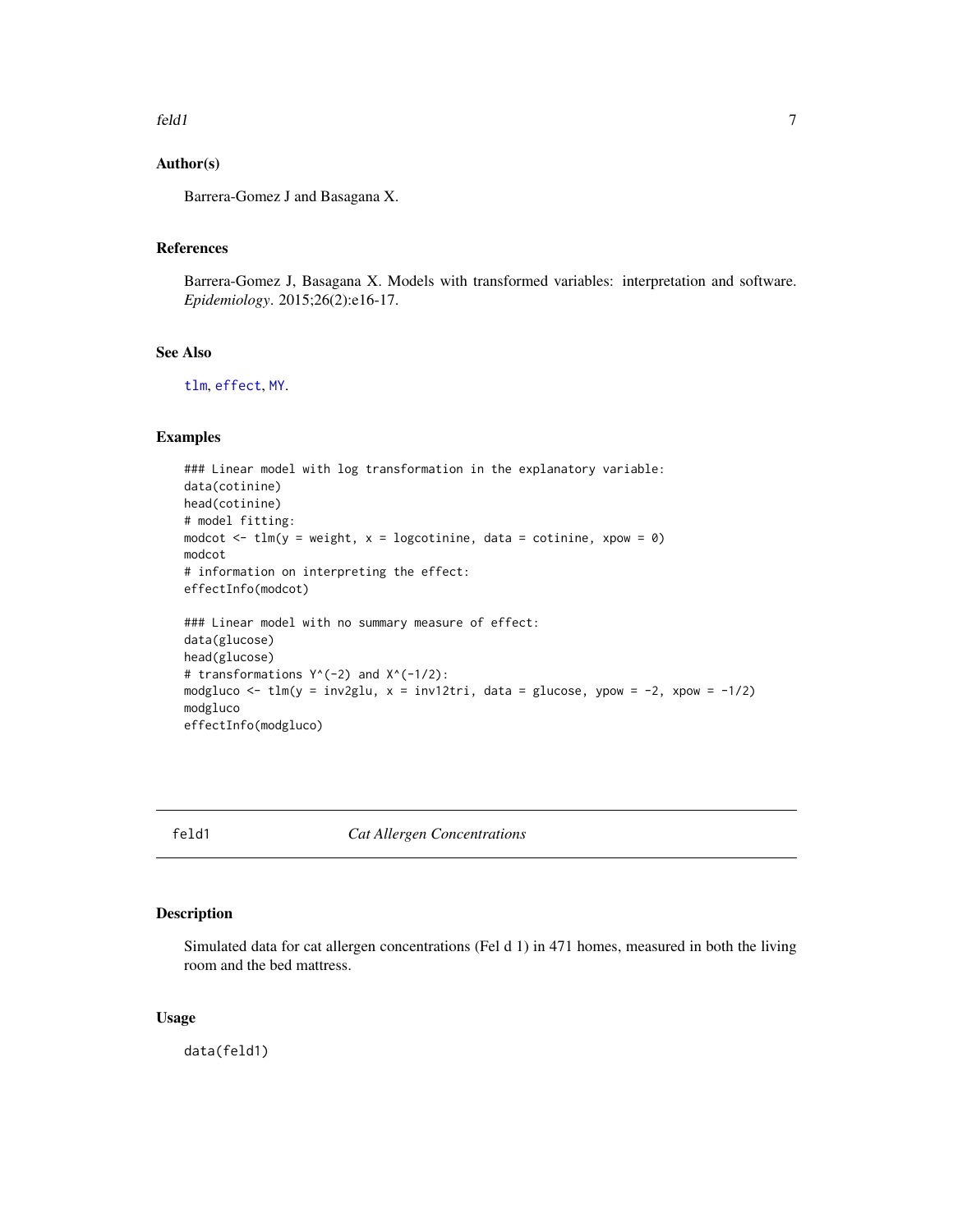## Author(s)

Barrera-Gomez J and Basagana X.

## References

Barrera-Gomez J, Basagana X. Models with transformed variables: interpretation and software. *Epidemiology*. 2015;26(2):e16-17.

## See Also

tlm, effect, MY.

## Examples

```
### Linear model with log transformation in the explanatory variable:
data(cotinine)
head(cotinine)
# model fitting:
modcot <- tlm(y = weight, x = logcotinine, data = cotinine, xpow = 0)
modcot
# information on interpreting the effect:
effectInfo(modcot)

### Linear model with no summary measure of effect:
data(glucose)
head(glucose)
# transformations Y^(-2) and X^(-1/2):
modgluco <- tlm(y = inv2glu, x = inv12tri, data = glucose, ypow = -2, xpow = -1/2)
modgluco
effectInfo(modgluco)
```

---

# feld1 *Cat Allergen Concentrations*

---

## Description

Simulated data for cat allergen concentrations (Fel d 1) in 471 homes, measured in both the living room and the bed mattress.

## Usage

```
data(feld1)
```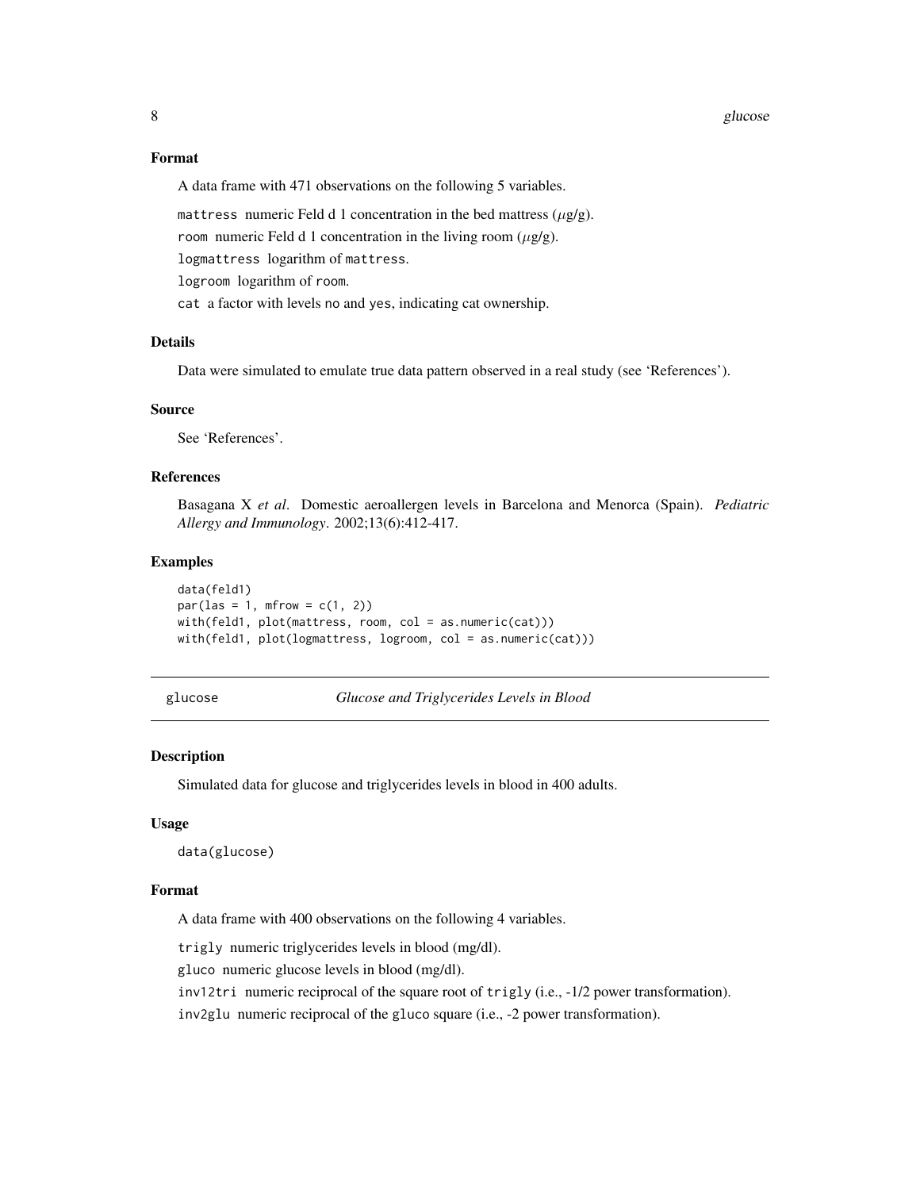### Format

A data frame with 471 observations on the following 5 variables.

`mattress` numeric Feld d 1 concentration in the bed mattress ($\mu$g/g).

`room` numeric Feld d 1 concentration in the living room ($\mu$g/g).

`logmattress` logarithm of `mattress`.

`logroom` logarithm of `room`.

`cat` a factor with levels `no` and `yes`, indicating cat ownership.

### Details

Data were simulated to emulate true data pattern observed in a real study (see 'References').

### Source

See 'References'.

### References

Basagana X *et al*. Domestic aeroallergen levels in Barcelona and Menorca (Spain). *Pediatric Allergy and Immunology*. 2002;13(6):412-417.

### Examples

```
data(feld1)
par(las = 1, mfrow = c(1, 2))
with(feld1, plot(mattress, room, col = as.numeric(cat)))
with(feld1, plot(logmattress, logroom, col = as.numeric(cat)))
```

---

## glucose — *Glucose and Triglycerides Levels in Blood*

### Description

Simulated data for glucose and triglycerides levels in blood in 400 adults.

### Usage

```
data(glucose)
```

### Format

A data frame with 400 observations on the following 4 variables.

`trigly` numeric triglycerides levels in blood (mg/dl).

`gluco` numeric glucose levels in blood (mg/dl).

`inv12tri` numeric reciprocal of the square root of `trigly` (i.e., -1/2 power transformation).

`inv2glu` numeric reciprocal of the `gluco` square (i.e., -2 power transformation).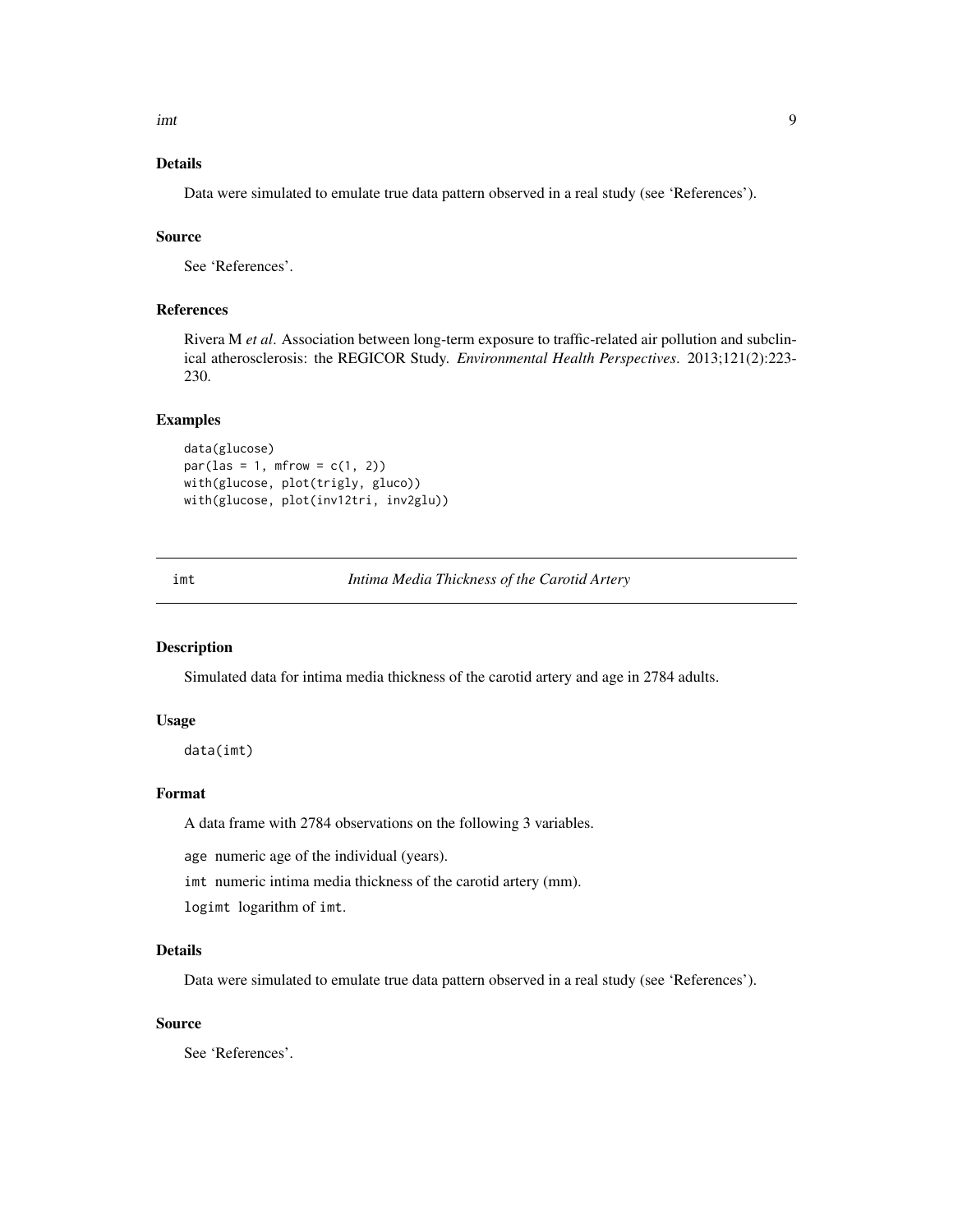### Details

Data were simulated to emulate true data pattern observed in a real study (see 'References').

### Source

See 'References'.

### References

Rivera M *et al*. Association between long-term exposure to traffic-related air pollution and subclinical atherosclerosis: the REGICOR Study. *Environmental Health Perspectives*. 2013;121(2):223-230.

### Examples

```
data(glucose)
par(las = 1, mfrow = c(1, 2))
with(glucose, plot(trigly, gluco))
with(glucose, plot(inv12tri, inv2glu))
```

---

## imt — *Intima Media Thickness of the Carotid Artery*

---

### Description

Simulated data for intima media thickness of the carotid artery and age in 2784 adults.

### Usage

```
data(imt)
```

### Format

A data frame with 2784 observations on the following 3 variables.

`age` numeric age of the individual (years).

`imt` numeric intima media thickness of the carotid artery (mm).

`logimt` logarithm of `imt`.

### Details

Data were simulated to emulate true data pattern observed in a real study (see 'References').

### Source

See 'References'.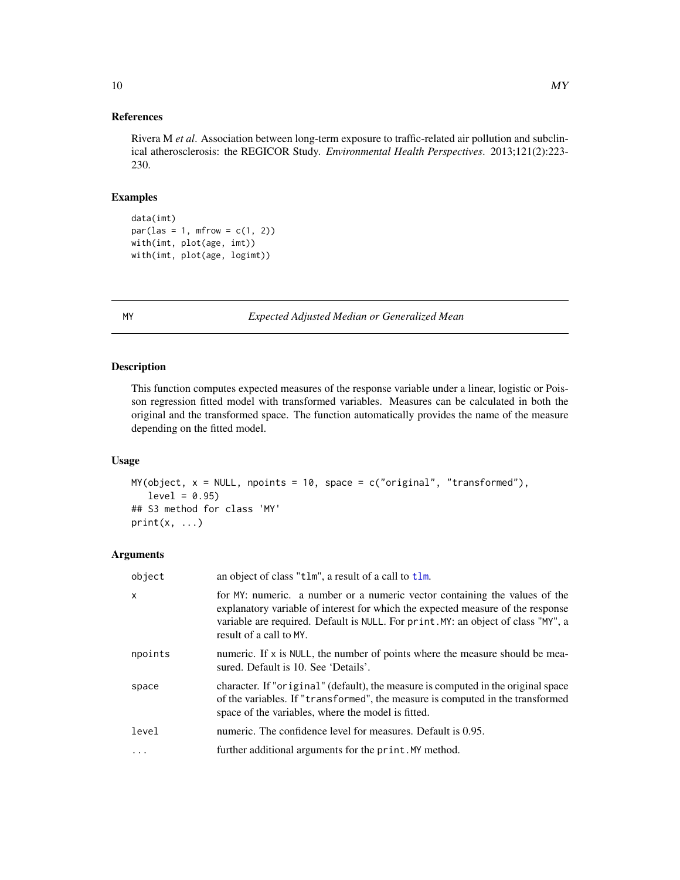### References

Rivera M *et al*. Association between long-term exposure to traffic-related air pollution and subclinical atherosclerosis: the REGICOR Study. *Environmental Health Perspectives*. 2013;121(2):223-230.

### Examples

```
data(imt)
par(las = 1, mfrow = c(1, 2))
with(imt, plot(age, imt))
with(imt, plot(age, logimt))
```

---

## MY — *Expected Adjusted Median or Generalized Mean*

### Description

This function computes expected measures of the response variable under a linear, logistic or Poisson regression fitted model with transformed variables. Measures can be calculated in both the original and the transformed space. The function automatically provides the name of the measure depending on the fitted model.

### Usage

```
MY(object, x = NULL, npoints = 10, space = c("original", "transformed"),
   level = 0.95)
## S3 method for class 'MY'
print(x, ...)
```

### Arguments

| | |
|---|---|
| `object` | an object of class "`tlm`", a result of a call to `tlm`. |
| `x` | for `MY`: numeric. a number or a numeric vector containing the values of the explanatory variable of interest for which the expected measure of the response variable are required. Default is `NULL`. For `print.MY`: an object of class "`MY`", a result of a call to `MY`. |
| `npoints` | numeric. If `x` is `NULL`, the number of points where the measure should be measured. Default is 10. See 'Details'. |
| `space` | character. If "`original`" (default), the measure is computed in the original space of the variables. If "`transformed`", the measure is computed in the transformed space of the variables, where the model is fitted. |
| `level` | numeric. The confidence level for measures. Default is 0.95. |
| `...` | further additional arguments for the `print.MY` method. |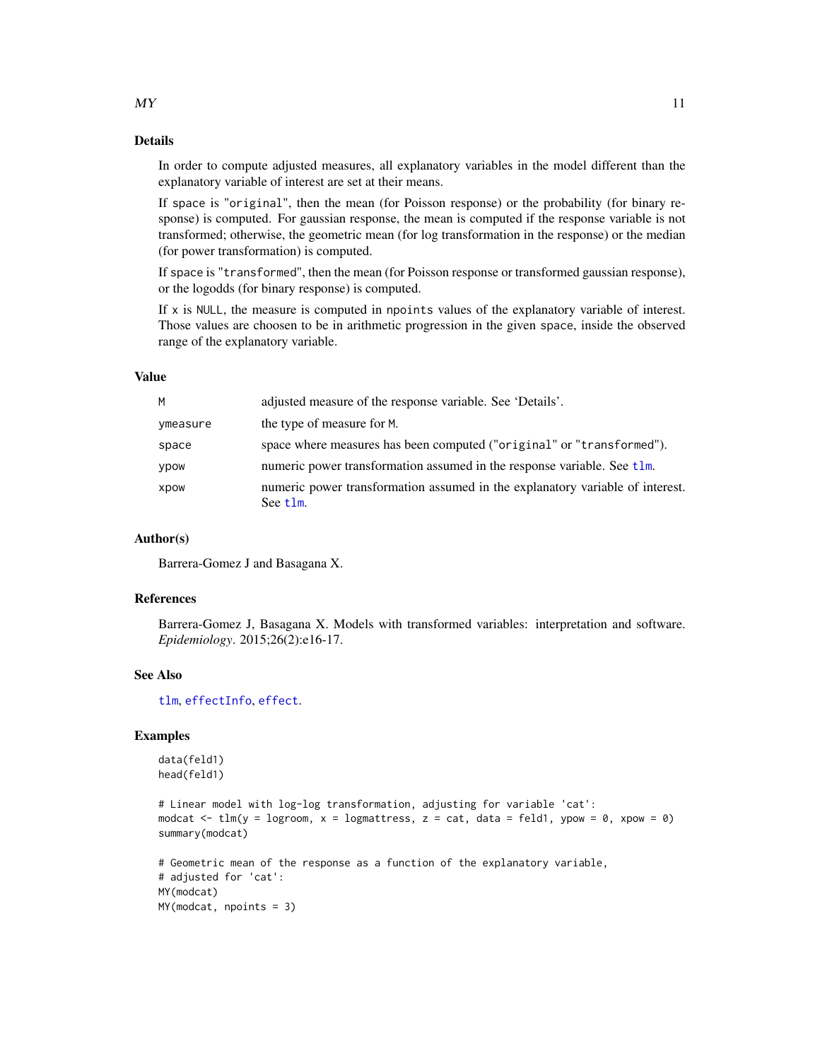## Details

In order to compute adjusted measures, all explanatory variables in the model different than the explanatory variable of interest are set at their means.

If `space` is `"original"`, then the mean (for Poisson response) or the probability (for binary response) is computed. For gaussian response, the mean is computed if the response variable is not transformed; otherwise, the geometric mean (for log transformation in the response) or the median (for power transformation) is computed.

If `space` is `"transformed"`, then the mean (for Poisson response or transformed gaussian response), or the logodds (for binary response) is computed.

If `x` is `NULL`, the measure is computed in `npoints` values of the explanatory variable of interest. Those values are choosen to be in arithmetic progression in the given `space`, inside the observed range of the explanatory variable.

## Value

| | |
|---|---|
| `M` | adjusted measure of the response variable. See 'Details'. |
| `ymeasure` | the type of measure for `M`. |
| `space` | space where measures has been computed (`"original"` or `"transformed"`). |
| `ypow` | numeric power transformation assumed in the response variable. See `tlm`. |
| `xpow` | numeric power transformation assumed in the explanatory variable of interest. See `tlm`. |

## Author(s)

Barrera-Gomez J and Basagana X.

## References

Barrera-Gomez J, Basagana X. Models with transformed variables: interpretation and software. *Epidemiology*. 2015;26(2):e16-17.

## See Also

`tlm`, `effectInfo`, `effect`.

## Examples

```
data(feld1)
head(feld1)

# Linear model with log-log transformation, adjusting for variable 'cat':
modcat <- tlm(y = logroom, x = logmattress, z = cat, data = feld1, ypow = 0, xpow = 0)
summary(modcat)

# Geometric mean of the response as a function of the explanatory variable,
# adjusted for 'cat':
MY(modcat)
MY(modcat, npoints = 3)
```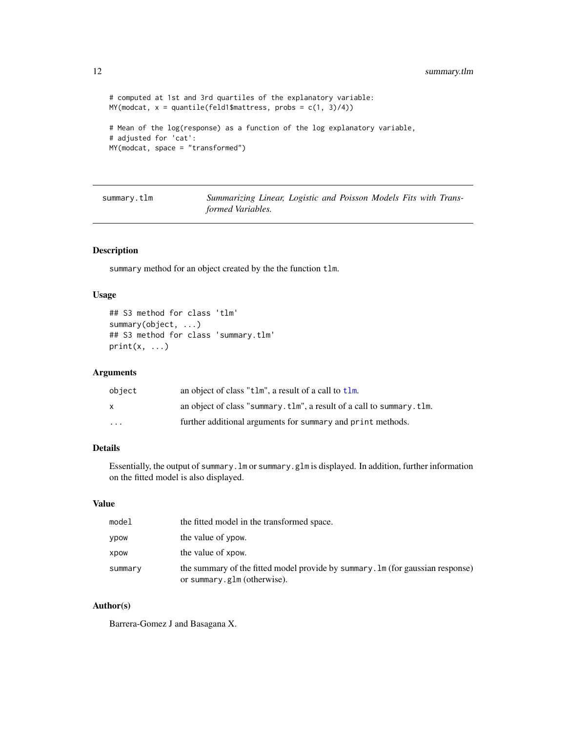```
# computed at 1st and 3rd quartiles of the explanatory variable:
MY(modcat, x = quantile(feld1$mattress, probs = c(1, 3)/4))

# Mean of the log(response) as a function of the log explanatory variable,
# adjusted for 'cat':
MY(modcat, space = "transformed")
```

## summary.tlm — *Summarizing Linear, Logistic and Poisson Models Fits with Transformed Variables.*

### Description

summary method for an object created by the the function tlm.

### Usage

```
## S3 method for class 'tlm'
summary(object, ...)
## S3 method for class 'summary.tlm'
print(x, ...)
```

### Arguments

| | |
|---|---|
| object | an object of class "tlm", a result of a call to tlm. |
| x | an object of class "summary.tlm", a result of a call to summary.tlm. |
| ... | further additional arguments for summary and print methods. |

### Details

Essentially, the output of summary.lm or summary.glm is displayed. In addition, further information on the fitted model is also displayed.

### Value

| | |
|---|---|
| model | the fitted model in the transformed space. |
| ypow | the value of ypow. |
| xpow | the value of xpow. |
| summary | the summary of the fitted model provide by summary.lm (for gaussian response) or summary.glm (otherwise). |

### Author(s)

Barrera-Gomez J and Basagana X.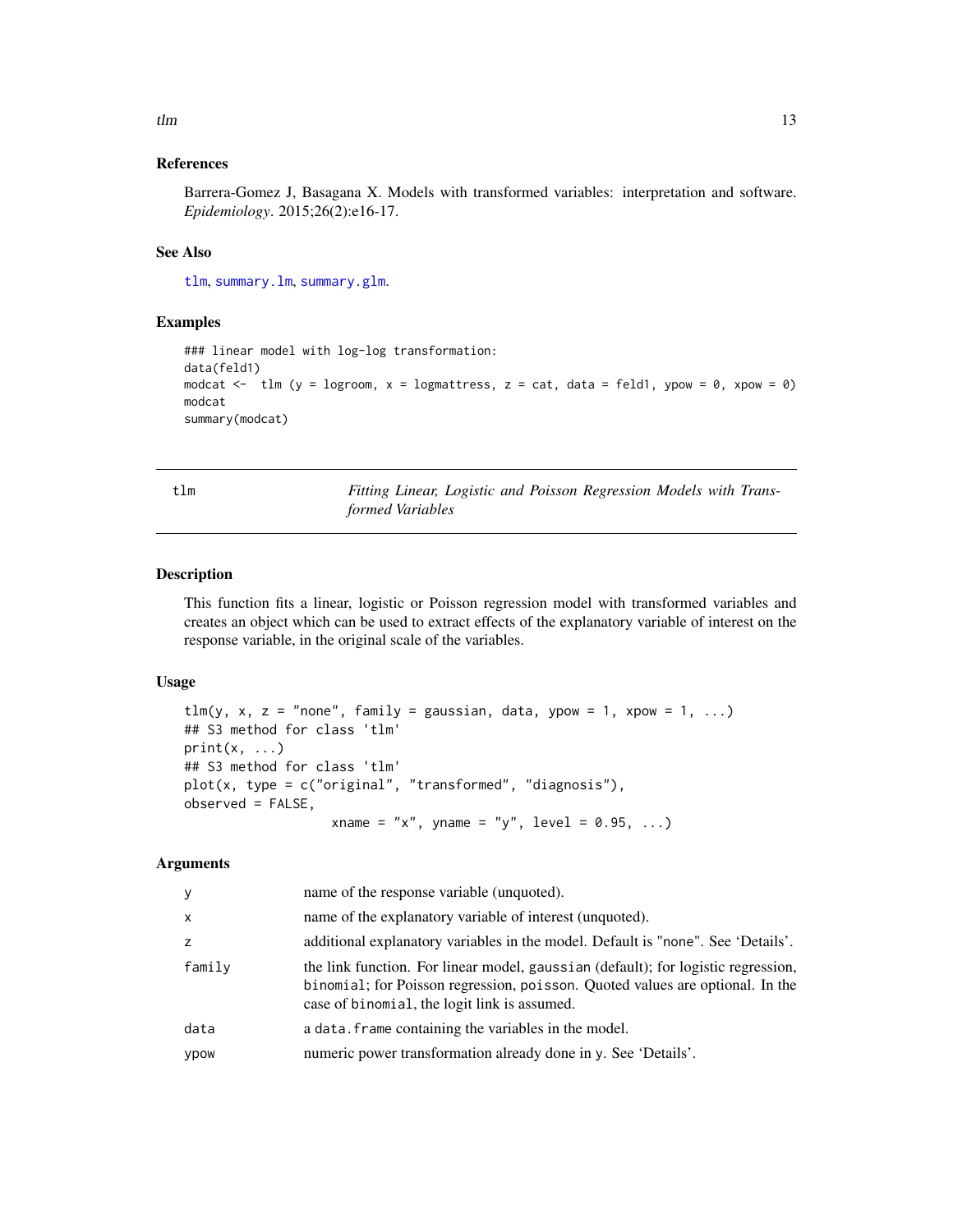### References

Barrera-Gomez J, Basagana X. Models with transformed variables: interpretation and software. *Epidemiology*. 2015;26(2):e16-17.

### See Also

`tlm`, `summary.lm`, `summary.glm`.

### Examples

```
### linear model with log-log transformation:
data(feld1)
modcat <-  tlm (y = logroom, x = logmattress, z = cat, data = feld1, ypow = 0, xpow = 0)
modcat
summary(modcat)
```

---

## tlm — *Fitting Linear, Logistic and Poisson Regression Models with Transformed Variables*

### Description

This function fits a linear, logistic or Poisson regression model with transformed variables and creates an object which can be used to extract effects of the explanatory variable of interest on the response variable, in the original scale of the variables.

### Usage

```
tlm(y, x, z = "none", family = gaussian, data, ypow = 1, xpow = 1, ...)
## S3 method for class 'tlm'
print(x, ...)
## S3 method for class 'tlm'
plot(x, type = c("original", "transformed", "diagnosis"),
observed = FALSE,
                    xname = "x", yname = "y", level = 0.95, ...)
```

### Arguments

| | |
|---|---|
| `y` | name of the response variable (unquoted). |
| `x` | name of the explanatory variable of interest (unquoted). |
| `z` | additional explanatory variables in the model. Default is "none". See 'Details'. |
| `family` | the link function. For linear model, `gaussian` (default); for logistic regression, `binomial`; for Poisson regression, `poisson`. Quoted values are optional. In the case of `binomial`, the logit link is assumed. |
| `data` | a `data.frame` containing the variables in the model. |
| `ypow` | numeric power transformation already done in `y`. See 'Details'. |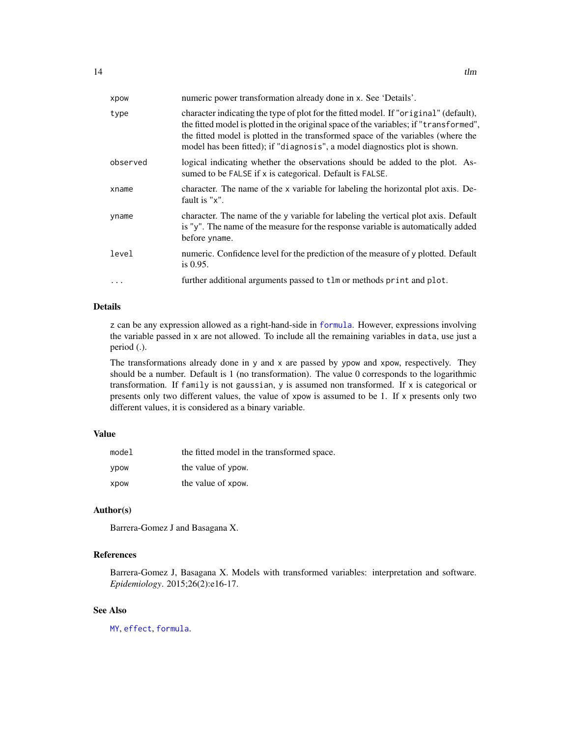| | |
|---|---|
| xpow | numeric power transformation already done in x. See 'Details'. |
| type | character indicating the type of plot for the fitted model. If "original" (default), the fitted model is plotted in the original space of the variables; if "transformed", the fitted model is plotted in the transformed space of the variables (where the model has been fitted); if "diagnosis", a model diagnostics plot is shown. |
| observed | logical indicating whether the observations should be added to the plot. Assumed to be FALSE if x is categorical. Default is FALSE. |
| xname | character. The name of the x variable for labeling the horizontal plot axis. Default is "x". |
| yname | character. The name of the y variable for labeling the vertical plot axis. Default is "y". The name of the measure for the response variable is automatically added before yname. |
| level | numeric. Confidence level for the prediction of the measure of y plotted. Default is 0.95. |
| ... | further additional arguments passed to tlm or methods print and plot. |

## Details

z can be any expression allowed as a right-hand-side in formula. However, expressions involving the variable passed in x are not allowed. To include all the remaining variables in data, use just a period (.).

The transformations already done in y and x are passed by ypow and xpow, respectively. They should be a number. Default is 1 (no transformation). The value 0 corresponds to the logarithmic transformation. If family is not gaussian, y is assumed non transformed. If x is categorical or presents only two different values, the value of xpow is assumed to be 1. If x presents only two different values, it is considered as a binary variable.

## Value

| | |
|---|---|
| model | the fitted model in the transformed space. |
| ypow | the value of ypow. |
| xpow | the value of xpow. |

## Author(s)

Barrera-Gomez J and Basagana X.

## References

Barrera-Gomez J, Basagana X. Models with transformed variables: interpretation and software. *Epidemiology*. 2015;26(2):e16-17.

## See Also

MY, effect, formula.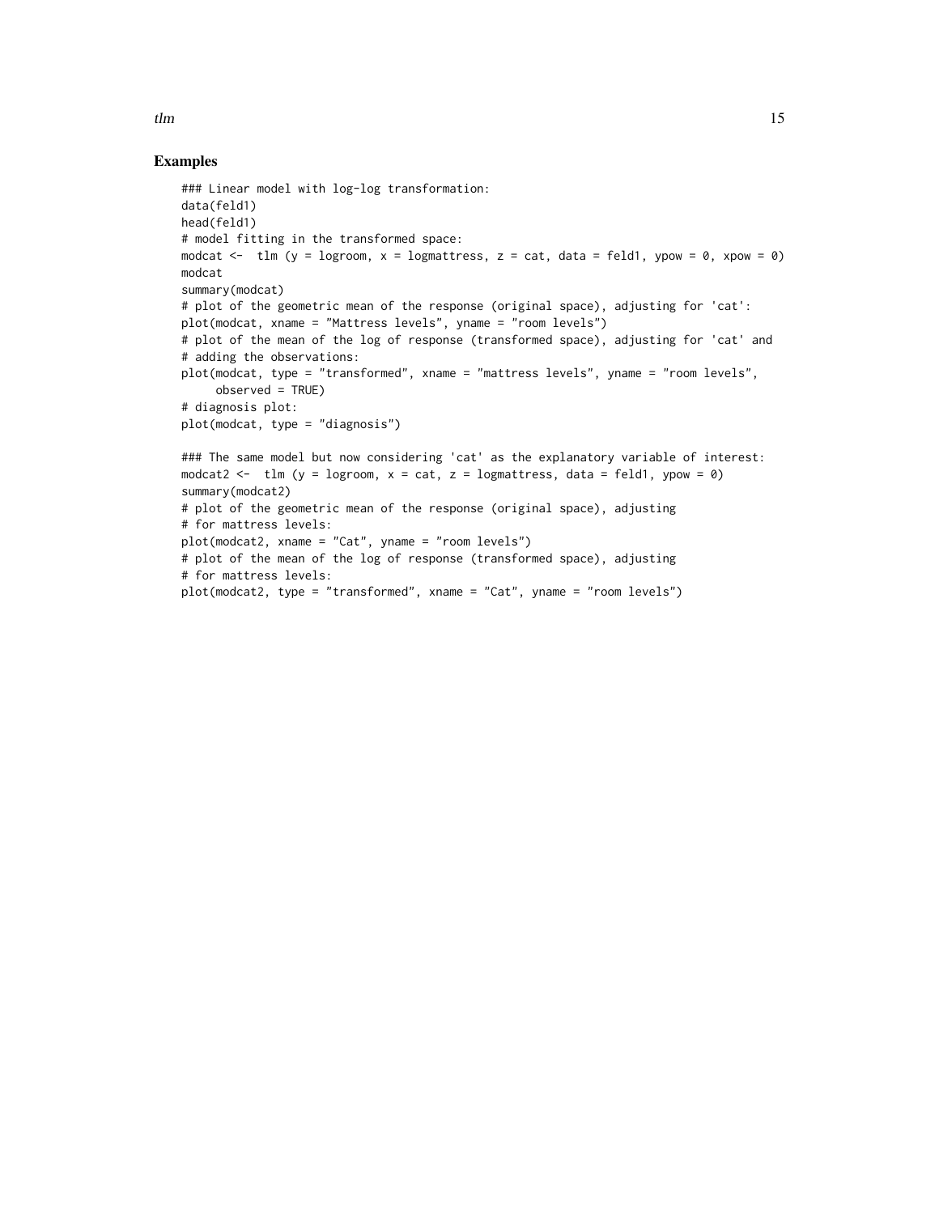## Examples

```
### Linear model with log-log transformation:
data(feld1)
head(feld1)
# model fitting in the transformed space:
modcat <-  tlm (y = logroom, x = logmattress, z = cat, data = feld1, ypow = 0, xpow = 0)
modcat
summary(modcat)
# plot of the geometric mean of the response (original space), adjusting for 'cat':
plot(modcat, xname = "Mattress levels", yname = "room levels")
# plot of the mean of the log of response (transformed space), adjusting for 'cat' and
# adding the observations:
plot(modcat, type = "transformed", xname = "mattress levels", yname = "room levels",
     observed = TRUE)
# diagnosis plot:
plot(modcat, type = "diagnosis")

### The same model but now considering 'cat' as the explanatory variable of interest:
modcat2 <-  tlm (y = logroom, x = cat, z = logmattress, data = feld1, ypow = 0)
summary(modcat2)
# plot of the geometric mean of the response (original space), adjusting
# for mattress levels:
plot(modcat2, xname = "Cat", yname = "room levels")
# plot of the mean of the log of response (transformed space), adjusting
# for mattress levels:
plot(modcat2, type = "transformed", xname = "Cat", yname = "room levels")
```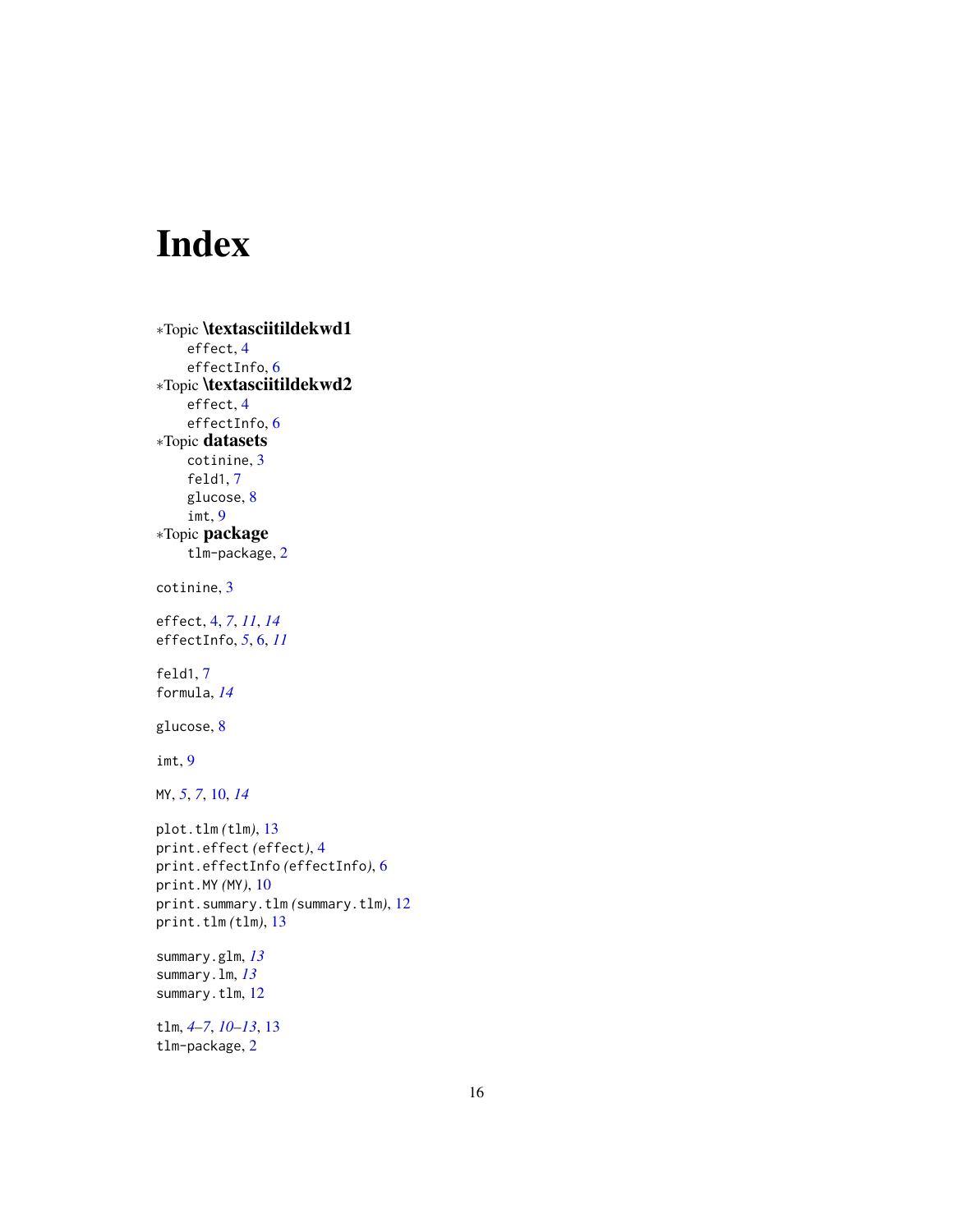# Index

∗Topic **\textasciitildekwd1**
  effect, 4
  effectInfo, 6

∗Topic **\textasciitildekwd2**
  effect, 4
  effectInfo, 6

∗Topic **datasets**
  cotinine, 3
  feld1, 7
  glucose, 8
  imt, 9

∗Topic **package**
  tlm-package, 2

cotinine, 3

effect, 4, *7*, *11*, *14*
effectInfo, *5*, 6, *11*

feld1, 7
formula, *14*

glucose, 8

imt, 9

MY, *5*, *7*, 10, *14*

plot.tlm *(*tlm*)*, 13
print.effect *(*effect*)*, 4
print.effectInfo *(*effectInfo*)*, 6
print.MY *(*MY*)*, 10
print.summary.tlm *(*summary.tlm*)*, 12
print.tlm *(*tlm*)*, 13

summary.glm, *13*
summary.lm, *13*
summary.tlm, 12

tlm, *4–7*, *10–13*, 13
tlm-package, 2